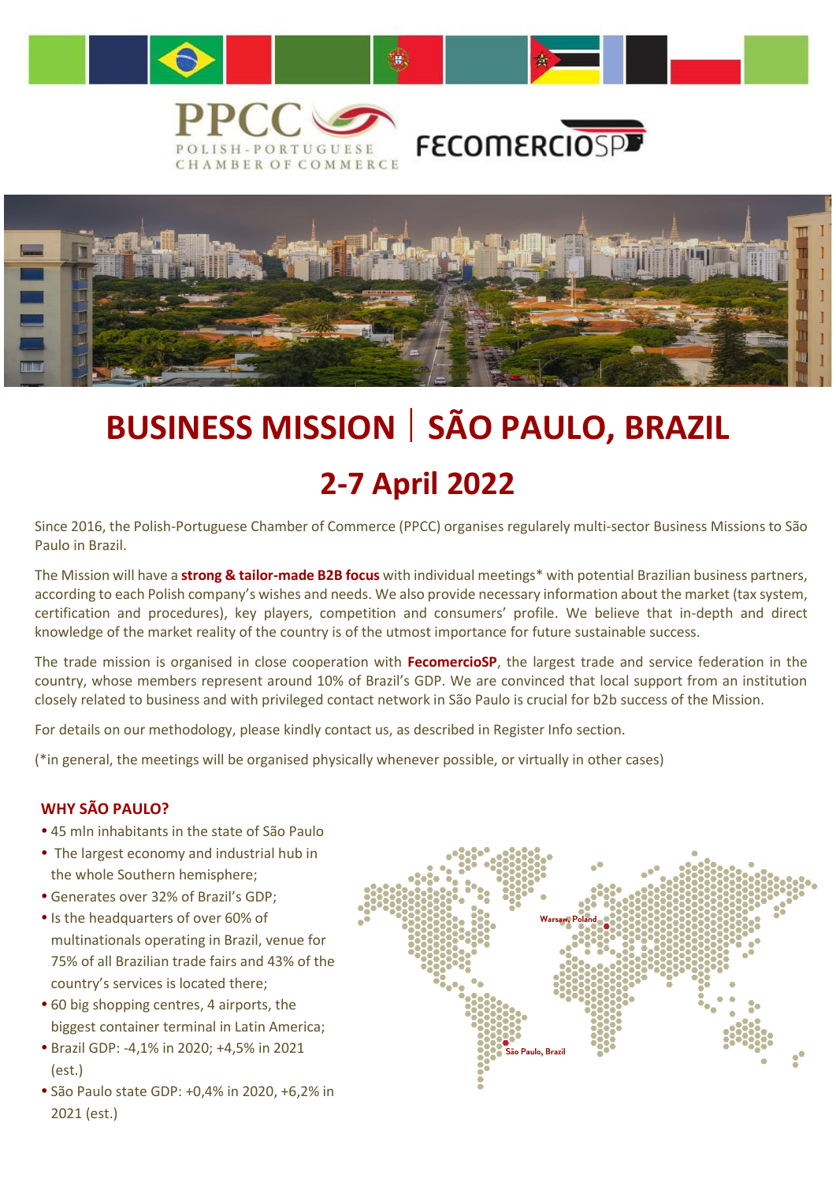PPCC POLISH-PORTUGUESE CHAMBER OF COMMERCE

FECOMERCIOSP

# BUSINESS MISSION | SÃO PAULO, BRAZIL

## 2-7 April 2022

Since 2016, the Polish-Portuguese Chamber of Commerce (PPCC) organises regularly multi-sector Business Missions to São Paulo in Brazil.

The Mission will have a **strong & tailor-made B2B focus** with individual meetings* with potential Brazilian business partners, according to each Polish company's wishes and needs. We also provide necessary information about the market (tax system, certification and procedures), key players, competition and consumers' profile. We believe that in-depth and direct knowledge of the market reality of the country is of the utmost importance for future sustainable success.

The trade mission is organised in close cooperation with **FecomercioSP**, the largest trade and service federation in the country, whose members represent around 10% of Brazil's GDP. We are convinced that local support from an institution closely related to business and with privileged contact network in São Paulo is crucial for b2b success of the Mission.

For details on our methodology, please kindly contact us, as described in Register Info section.

(*in general, the meetings will be organised physically whenever possible, or virtually in other cases)

### WHY SÃO PAULO?

- 45 mln inhabitants in the state of São Paulo
- The largest economy and industrial hub in the whole Southern hemisphere;
- Generates over 32% of Brazil's GDP;
- Is the headquarters of over 60% of multinationals operating in Brazil, venue for 75% of all Brazilian trade fairs and 43% of the country's services is located there;
- 60 big shopping centres, 4 airports, the biggest container terminal in Latin America;
- Brazil GDP: -4,1% in 2020; +4,5% in 2021 (est.)
- São Paulo state GDP: +0,4% in 2020, +6,2% in 2021 (est.)

Warsaw, Poland

São Paulo, Brazil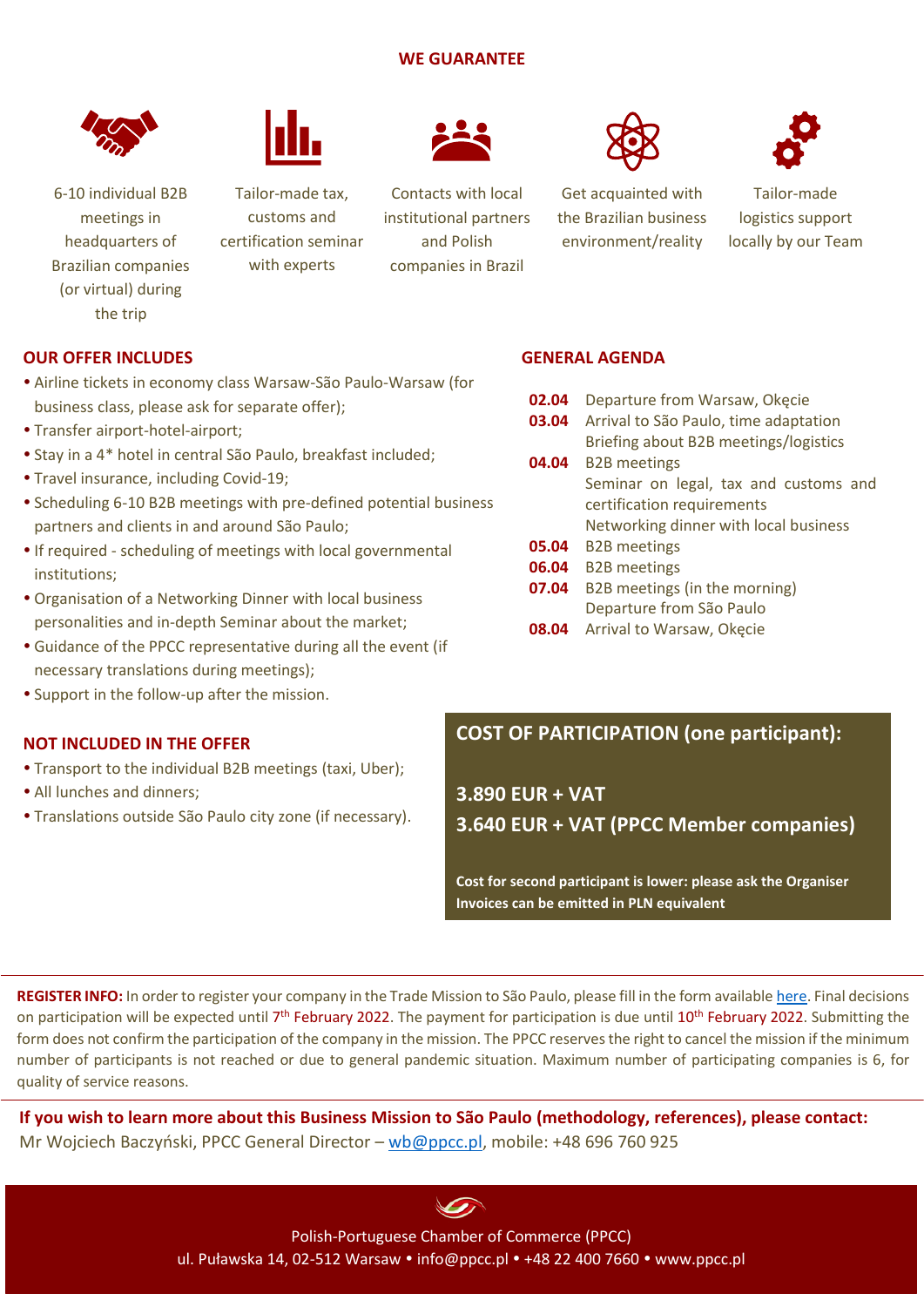## WE GUARANTEE

- 6-10 individual B2B meetings in headquarters of Brazilian companies (or virtual) during the trip
- Tailor-made tax, customs and certification seminar with experts
- Contacts with local institutional partners and Polish companies in Brazil
- Get acquainted with the Brazilian business environment/reality
- Tailor-made logistics support locally by our Team

## OUR OFFER INCLUDES

- Airline tickets in economy class Warsaw-São Paulo-Warsaw (for business class, please ask for separate offer);
- Transfer airport-hotel-airport;
- Stay in a 4* hotel in central São Paulo, breakfast included;
- Travel insurance, including Covid-19;
- Scheduling 6-10 B2B meetings with pre-defined potential business partners and clients in and around São Paulo;
- If required - scheduling of meetings with local governmental institutions;
- Organisation of a Networking Dinner with local business personalities and in-depth Seminar about the market;
- Guidance of the PPCC representative during all the event (if necessary translations during meetings);
- Support in the follow-up after the mission.

## GENERAL AGENDA

| | |
|---|---|
| **02.04** | Departure from Warsaw, Okęcie |
| **03.04** | Arrival to São Paulo, time adaptation<br>Briefing about B2B meetings/logistics |
| **04.04** | B2B meetings<br>Seminar on legal, tax and customs and certification requirements<br>Networking dinner with local business |
| **05.04** | B2B meetings |
| **06.04** | B2B meetings |
| **07.04** | B2B meetings (in the morning)<br>Departure from São Paulo |
| **08.04** | Arrival to Warsaw, Okęcie |

## NOT INCLUDED IN THE OFFER

- Transport to the individual B2B meetings (taxi, Uber);
- All lunches and dinners;
- Translations outside São Paulo city zone (if necessary).

## COST OF PARTICIPATION (one participant):

**3.890 EUR + VAT**

**3.640 EUR + VAT (PPCC Member companies)**

**Cost for second participant is lower: please ask the Organiser**
**Invoices can be emitted in PLN equivalent**

---

**REGISTER INFO:** In order to register your company in the Trade Mission to São Paulo, please fill in the form available here. Final decisions on participation will be expected until 7th February 2022. The payment for participation is due until 10th February 2022. Submitting the form does not confirm the participation of the company in the mission. The PPCC reserves the right to cancel the mission if the minimum number of participants is not reached or due to general pandemic situation. Maximum number of participating companies is 6, for quality of service reasons.

---

**If you wish to learn more about this Business Mission to São Paulo (methodology, references), please contact:**
Mr Wojciech Baczyński, PPCC General Director – wb@ppcc.pl, mobile: +48 696 760 925

Polish-Portuguese Chamber of Commerce (PPCC)
ul. Puławska 14, 02-512 Warsaw • info@ppcc.pl • +48 22 400 7660 • www.ppcc.pl